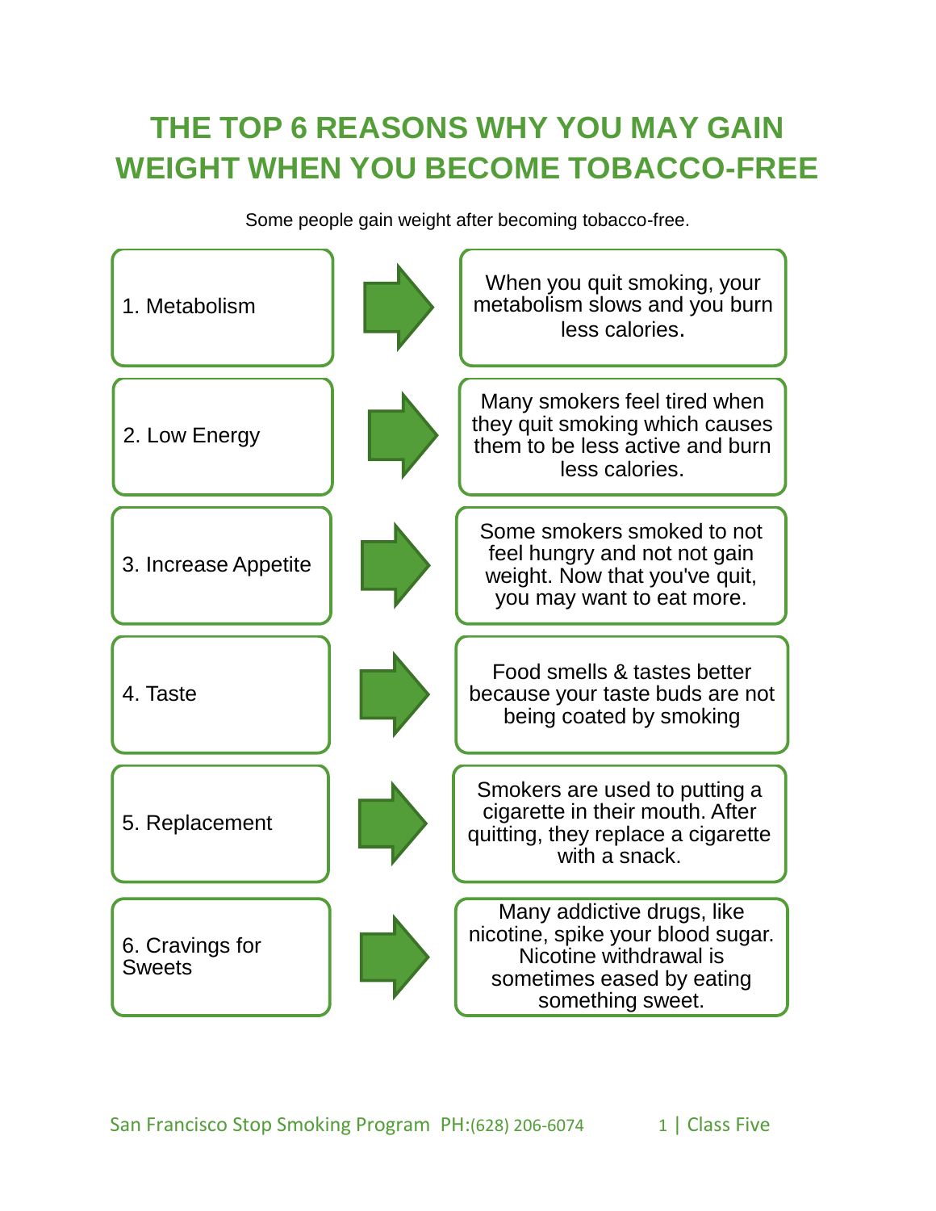# THE TOP 6 REASONS WHY YOU MAY GAIN WEIGHT WHEN YOU BECOME TOBACCO-FREE

Some people gain weight after becoming tobacco-free.

| Reason | | Explanation |
| --- | --- | --- |
| 1. Metabolism | → | When you quit smoking, your metabolism slows and you burn less calories. |
| 2. Low Energy | → | Many smokers feel tired when they quit smoking which causes them to be less active and burn less calories. |
| 3. Increase Appetite | → | Some smokers smoked to not feel hungry and not not gain weight. Now that you've quit, you may want to eat more. |
| 4. Taste | → | Food smells & tastes better because your taste buds are not being coated by smoking |
| 5. Replacement | → | Smokers are used to putting a cigarette in their mouth. After quitting, they replace a cigarette with a snack. |
| 6. Cravings for Sweets | → | Many addictive drugs, like nicotine, spike your blood sugar. Nicotine withdrawal is sometimes eased by eating something sweet. |

San Francisco Stop Smoking Program PH:(628) 206-6074 | Class Five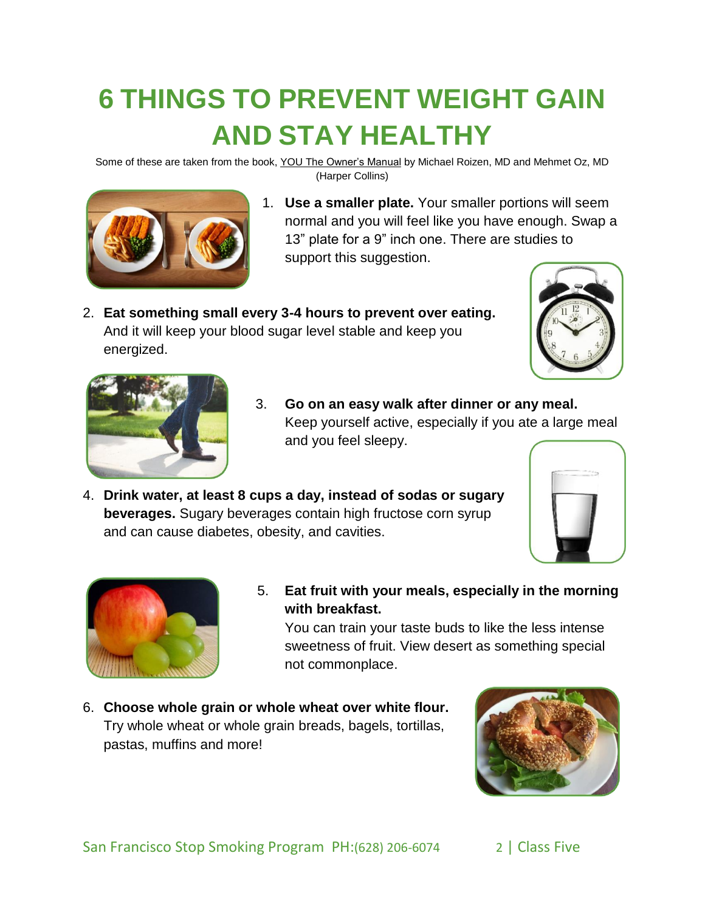# 6 THINGS TO PREVENT WEIGHT GAIN AND STAY HEALTHY

Some of these are taken from the book, YOU The Owner's Manual by Michael Roizen, MD and Mehmet Oz, MD (Harper Collins)

1. **Use a smaller plate.** Your smaller portions will seem normal and you will feel like you have enough. Swap a 13" plate for a 9" inch one. There are studies to support this suggestion.

2. **Eat something small every 3-4 hours to prevent over eating.** And it will keep your blood sugar level stable and keep you energized.

3. **Go on an easy walk after dinner or any meal.** Keep yourself active, especially if you ate a large meal and you feel sleepy.

4. **Drink water, at least 8 cups a day, instead of sodas or sugary beverages.** Sugary beverages contain high fructose corn syrup and can cause diabetes, obesity, and cavities.

5. **Eat fruit with your meals, especially in the morning with breakfast.** You can train your taste buds to like the less intense sweetness of fruit. View desert as something special not commonplace.

6. **Choose whole grain or whole wheat over white flour.** Try whole wheat or whole grain breads, bagels, tortillas, pastas, muffins and more!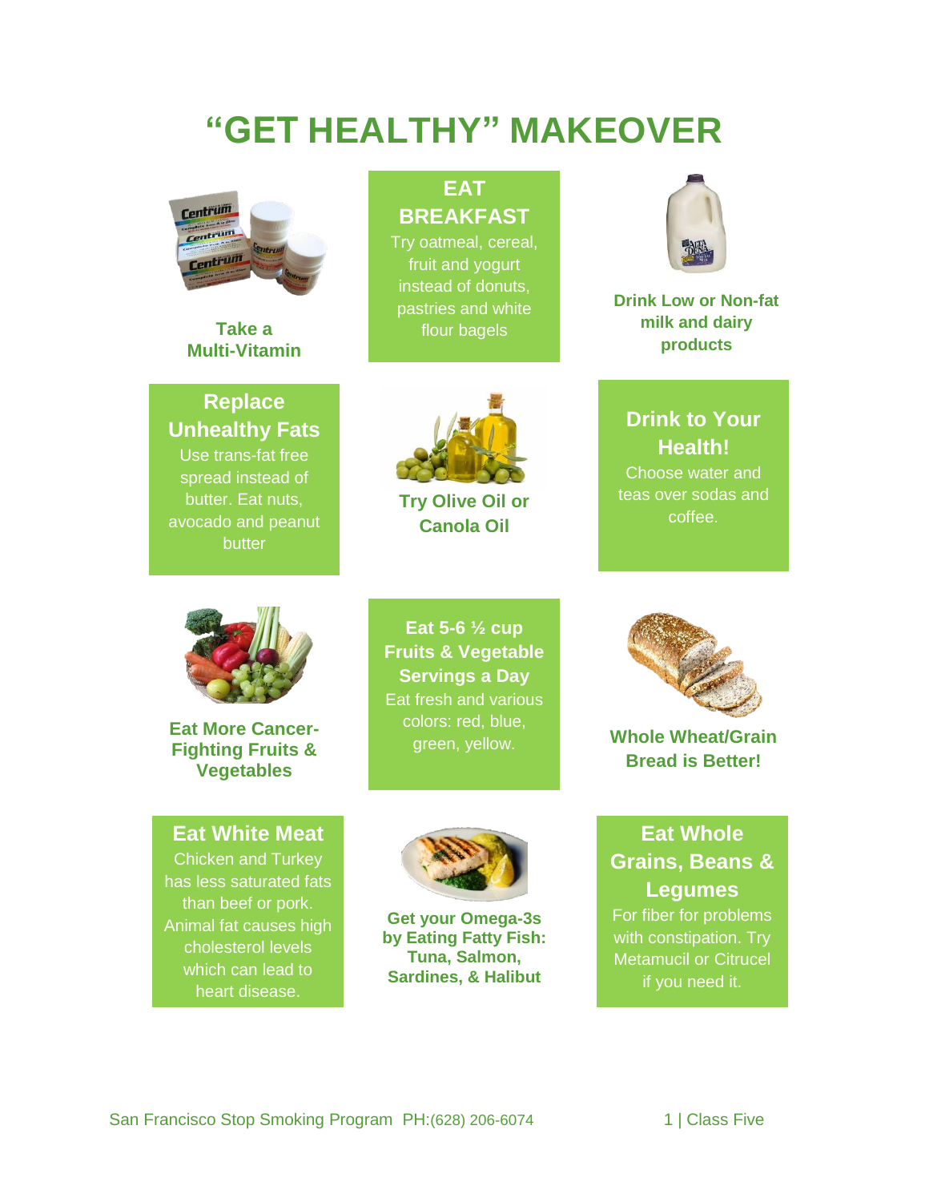# "GET HEALTHY" MAKEOVER

**Take a Multi-Vitamin**

**EAT BREAKFAST**
Try oatmeal, cereal, fruit and yogurt instead of donuts, pastries and white flour bagels

**Drink Low or Non-fat milk and dairy products**

**Replace Unhealthy Fats**
Use trans-fat free spread instead of butter. Eat nuts, avocado and peanut butter

**Try Olive Oil or Canola Oil**

**Drink to Your Health!**
Choose water and teas over sodas and coffee.

**Eat More Cancer-Fighting Fruits & Vegetables**

**Eat 5-6 ½ cup Fruits & Vegetable Servings a Day**
Eat fresh and various colors: red, blue, green, yellow.

**Whole Wheat/Grain Bread is Better!**

**Eat White Meat**
Chicken and Turkey has less saturated fats than beef or pork. Animal fat causes high cholesterol levels which can lead to heart disease.

**Get your Omega-3s by Eating Fatty Fish: Tuna, Salmon, Sardines, & Halibut**

**Eat Whole Grains, Beans & Legumes**
For fiber for problems with constipation. Try Metamucil or Citrucel if you need it.

San Francisco Stop Smoking Program PH:(628) 206-6074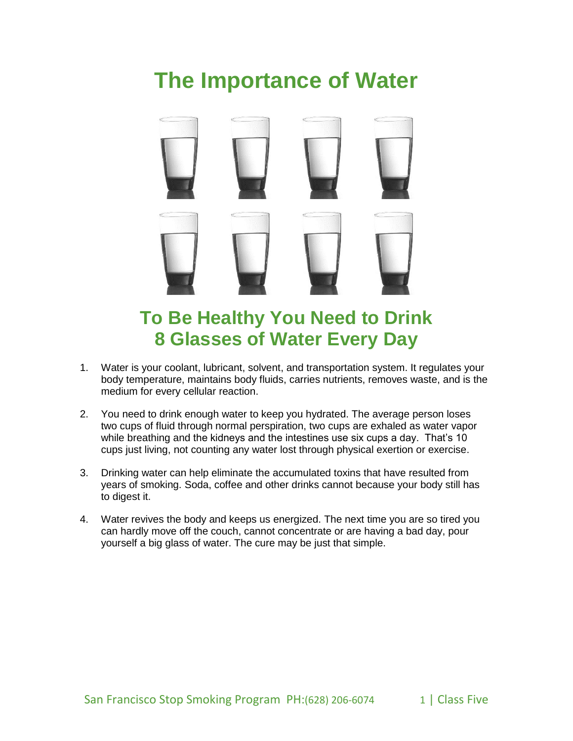# The Importance of Water

## To Be Healthy You Need to Drink 8 Glasses of Water Every Day

1. Water is your coolant, lubricant, solvent, and transportation system. It regulates your body temperature, maintains body fluids, carries nutrients, removes waste, and is the medium for every cellular reaction.

2. You need to drink enough water to keep you hydrated. The average person loses two cups of fluid through normal perspiration, two cups are exhaled as water vapor while breathing and the kidneys and the intestines use six cups a day. That's 10 cups just living, not counting any water lost through physical exertion or exercise.

3. Drinking water can help eliminate the accumulated toxins that have resulted from years of smoking. Soda, coffee and other drinks cannot because your body still has to digest it.

4. Water revives the body and keeps us energized. The next time you are so tired you can hardly move off the couch, cannot concentrate or are having a bad day, pour yourself a big glass of water. The cure may be just that simple.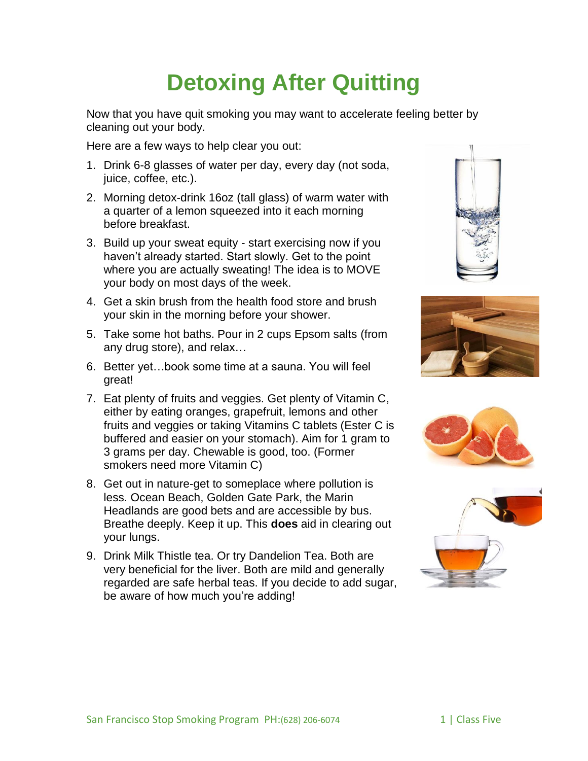# Detoxing After Quitting

Now that you have quit smoking you may want to accelerate feeling better by cleaning out your body.

Here are a few ways to help clear you out:

1. Drink 6-8 glasses of water per day, every day (not soda, juice, coffee, etc.).
2. Morning detox-drink 16oz (tall glass) of warm water with a quarter of a lemon squeezed into it each morning before breakfast.
3. Build up your sweat equity - start exercising now if you haven't already started. Start slowly. Get to the point where you are actually sweating! The idea is to MOVE your body on most days of the week.
4. Get a skin brush from the health food store and brush your skin in the morning before your shower.
5. Take some hot baths. Pour in 2 cups Epsom salts (from any drug store), and relax…
6. Better yet…book some time at a sauna. You will feel great!
7. Eat plenty of fruits and veggies. Get plenty of Vitamin C, either by eating oranges, grapefruit, lemons and other fruits and veggies or taking Vitamins C tablets (Ester C is buffered and easier on your stomach). Aim for 1 gram to 3 grams per day. Chewable is good, too. (Former smokers need more Vitamin C)
8. Get out in nature-get to someplace where pollution is less. Ocean Beach, Golden Gate Park, the Marin Headlands are good bets and are accessible by bus. Breathe deeply. Keep it up. This **does** aid in clearing out your lungs.
9. Drink Milk Thistle tea. Or try Dandelion Tea. Both are very beneficial for the liver. Both are mild and generally regarded are safe herbal teas. If you decide to add sugar, be aware of how much you're adding!